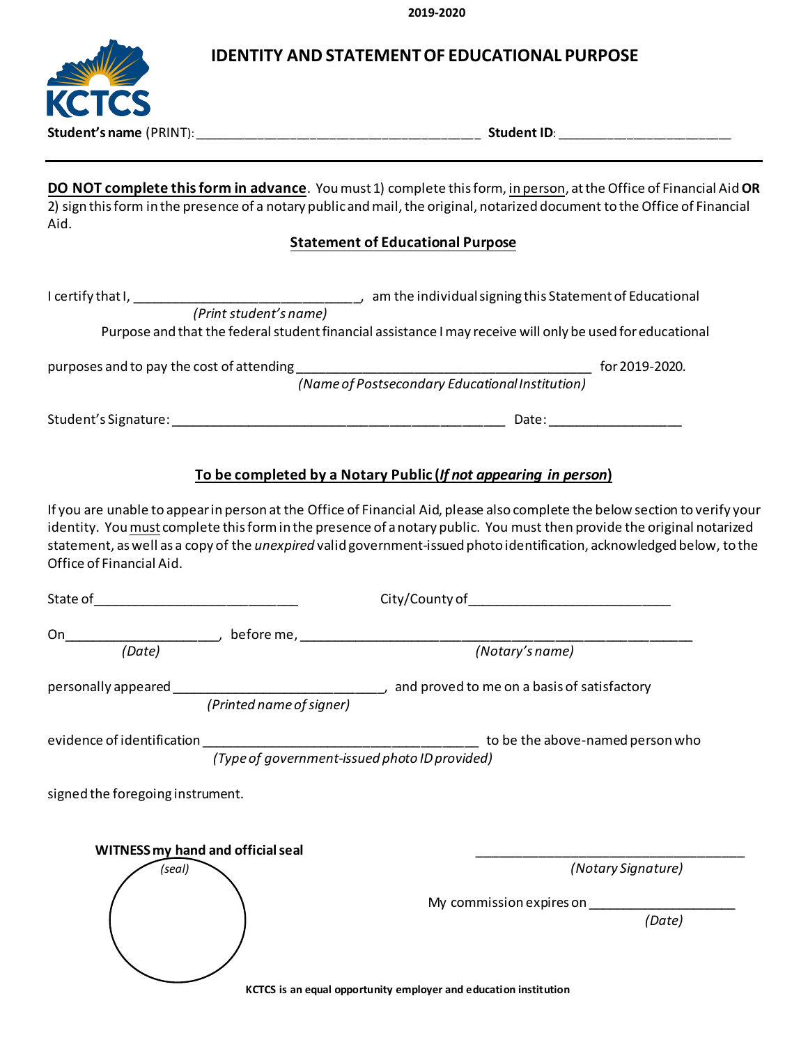2019-2020

# IDENTITY AND STATEMENT OF EDUCATIONAL PURPOSE

KCTCS

**Student's name** (PRINT): ______________________________________ **Student ID**: _______________________

---

**DO NOT complete this form in advance**. You must 1) complete this form, in person, at the Office of Financial Aid **OR** 2) sign this form in the presence of a notary public and mail, the original, notarized document to the Office of Financial Aid.

## Statement of Educational Purpose

I certify that I, ______________________________, am the individual signing this Statement of Educational
*(Print student's name)*
Purpose and that the federal student financial assistance I may receive will only be used for educational

purposes and to pay the cost of attending _______________________________________ for 2019-2020.
*(Name of Postsecondary Educational Institution)*

Student's Signature: _____________________________________________ Date: _________________

## To be completed by a Notary Public (*If not appearing in person*)

If you are unable to appear in person at the Office of Financial Aid, please also complete the below section to verify your identity. You must complete this form in the presence of a notary public. You must then provide the original notarized statement, as well as a copy of the *unexpired* valid government-issued photo identification, acknowledged below, to the Office of Financial Aid.

State of___________________________ City/County of___________________________

On____________________, before me, _____________________________________________________
*(Date)* *(Notary's name)*

personally appeared ____________________________, and proved to me on a basis of satisfactory
*(Printed name of signer)*

evidence of identification ____________________________________ to be the above-named person who
*(Type of government-issued photo ID provided)*

signed the foregoing instrument.

**WITNESS my hand and official seal**

*(seal)*

____________________________________
*(Notary Signature)*

My commission expires on ___________________
*(Date)*

**KCTCS is an equal opportunity employer and education institution**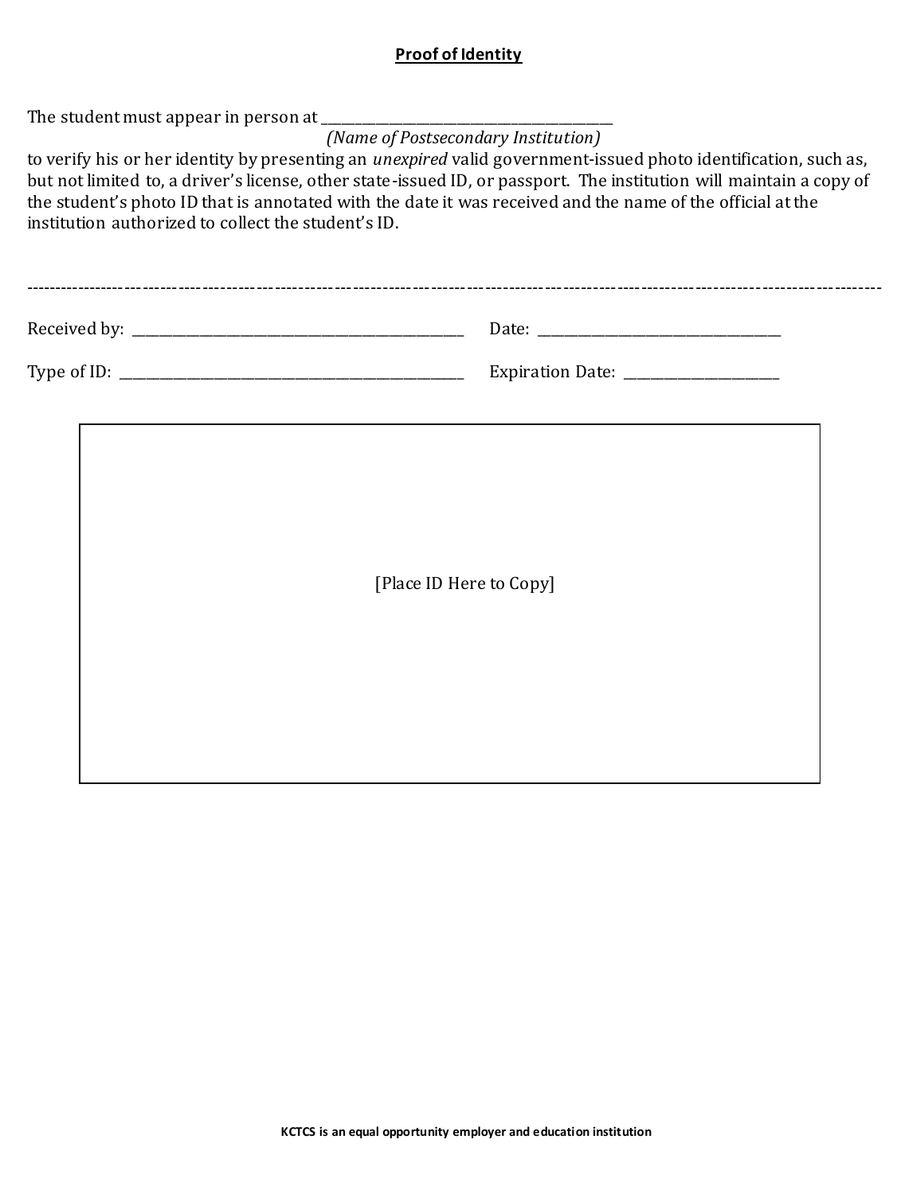**Proof of Identity**

The student must appear in person at ________________________________________
*(Name of Postsecondary Institution)*
to verify his or her identity by presenting an *unexpired* valid government-issued photo identification, such as, but not limited to, a driver's license, other state-issued ID, or passport. The institution will maintain a copy of the student's photo ID that is annotated with the date it was received and the name of the official at the institution authorized to collect the student's ID.

---

Received by: ______________________________________________ Date: _________________________________

Type of ID: ______________________________________________ Expiration Date: _____________________

[Place ID Here to Copy]

KCTCS is an equal opportunity employer and education institution